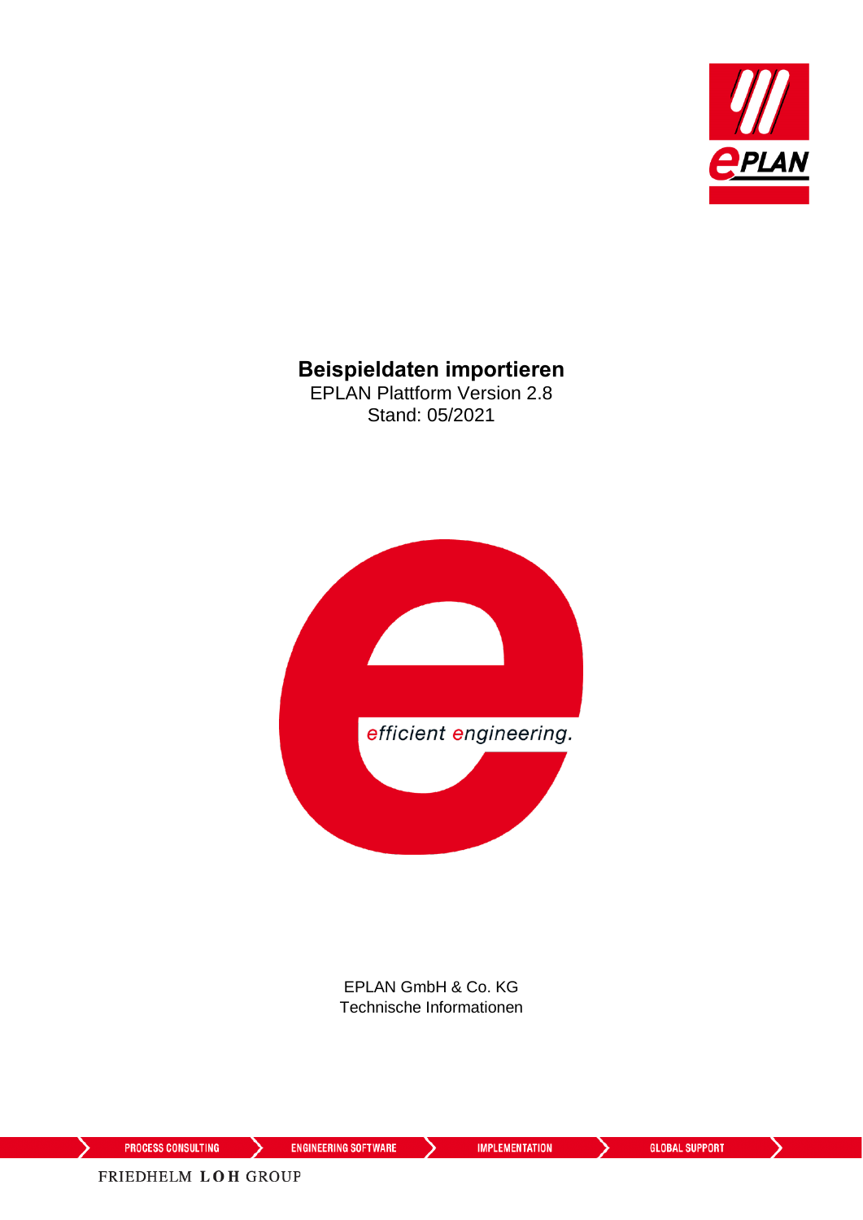# Beispieldaten importieren

EPLAN Plattform Version 2.8

Stand: 05/2021

efficient engineering.

EPLAN GmbH & Co. KG

Technische Informationen

PROCESS CONSULTING | ENGINEERING SOFTWARE | IMPLEMENTATION | GLOBAL SUPPORT

FRIEDHELM LOH GROUP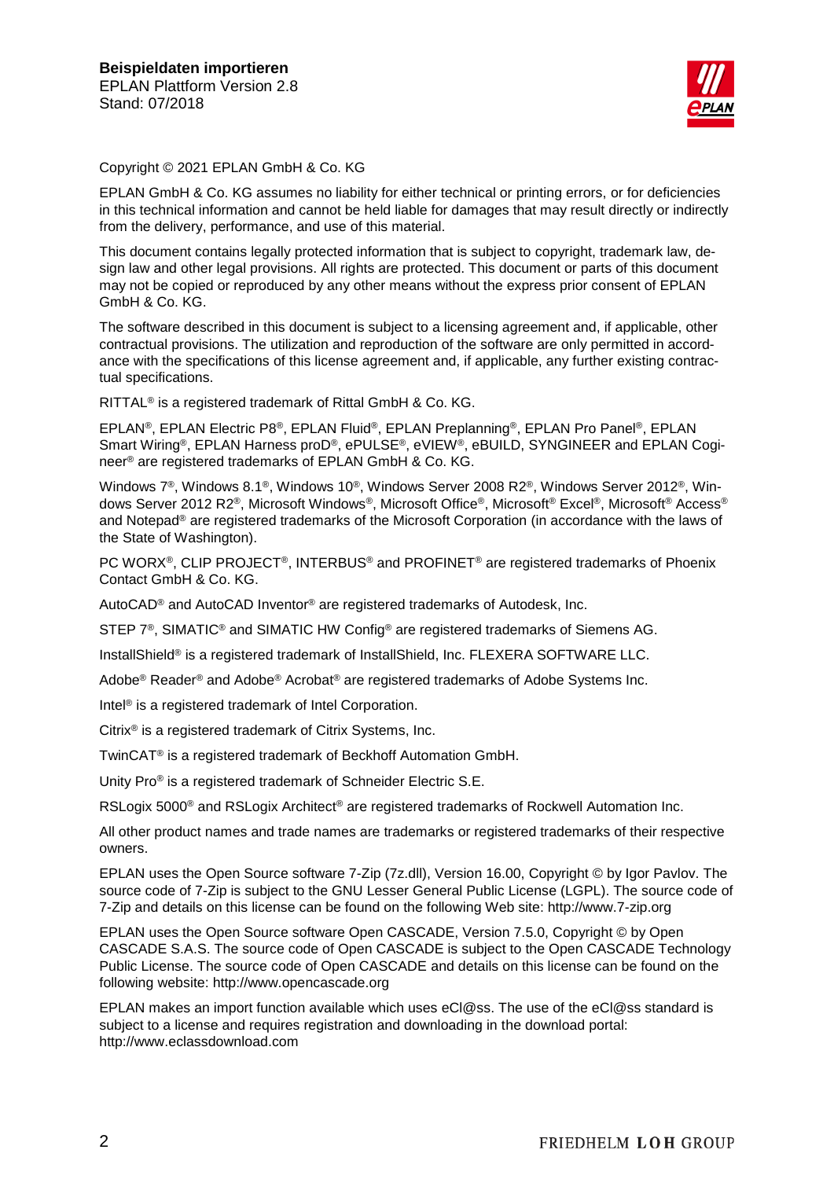Copyright © 2021 EPLAN GmbH & Co. KG

EPLAN GmbH & Co. KG assumes no liability for either technical or printing errors, or for deficiencies in this technical information and cannot be held liable for damages that may result directly or indirectly from the delivery, performance, and use of this material.

This document contains legally protected information that is subject to copyright, trademark law, design law and other legal provisions. All rights are protected. This document or parts of this document may not be copied or reproduced by any other means without the express prior consent of EPLAN GmbH & Co. KG.

The software described in this document is subject to a licensing agreement and, if applicable, other contractual provisions. The utilization and reproduction of the software are only permitted in accordance with the specifications of this license agreement and, if applicable, any further existing contractual specifications.

RITTAL® is a registered trademark of Rittal GmbH & Co. KG.

EPLAN®, EPLAN Electric P8®, EPLAN Fluid®, EPLAN Preplanning®, EPLAN Pro Panel®, EPLAN Smart Wiring®, EPLAN Harness proD®, ePULSE®, eVIEW®, eBUILD, SYNGINEER and EPLAN Cogineer® are registered trademarks of EPLAN GmbH & Co. KG.

Windows 7®, Windows 8.1®, Windows 10®, Windows Server 2008 R2®, Windows Server 2012®, Windows Server 2012 R2®, Microsoft Windows®, Microsoft Office®, Microsoft® Excel®, Microsoft® Access® and Notepad® are registered trademarks of the Microsoft Corporation (in accordance with the laws of the State of Washington).

PC WORX®, CLIP PROJECT®, INTERBUS® and PROFINET® are registered trademarks of Phoenix Contact GmbH & Co. KG.

AutoCAD® and AutoCAD Inventor® are registered trademarks of Autodesk, Inc.

STEP 7®, SIMATIC® and SIMATIC HW Config® are registered trademarks of Siemens AG.

InstallShield® is a registered trademark of InstallShield, Inc. FLEXERA SOFTWARE LLC.

Adobe® Reader® and Adobe® Acrobat® are registered trademarks of Adobe Systems Inc.

Intel® is a registered trademark of Intel Corporation.

Citrix® is a registered trademark of Citrix Systems, Inc.

TwinCAT® is a registered trademark of Beckhoff Automation GmbH.

Unity Pro® is a registered trademark of Schneider Electric S.E.

RSLogix 5000® and RSLogix Architect® are registered trademarks of Rockwell Automation Inc.

All other product names and trade names are trademarks or registered trademarks of their respective owners.

EPLAN uses the Open Source software 7-Zip (7z.dll), Version 16.00, Copyright © by Igor Pavlov. The source code of 7-Zip is subject to the GNU Lesser General Public License (LGPL). The source code of 7-Zip and details on this license can be found on the following Web site: http://www.7-zip.org

EPLAN uses the Open Source software Open CASCADE, Version 7.5.0, Copyright © by Open CASCADE S.A.S. The source code of Open CASCADE is subject to the Open CASCADE Technology Public License. The source code of Open CASCADE and details on this license can be found on the following website: http://www.opencascade.org

EPLAN makes an import function available which uses eCl@ss. The use of the eCl@ss standard is subject to a license and requires registration and downloading in the download portal: http://www.eclassdownload.com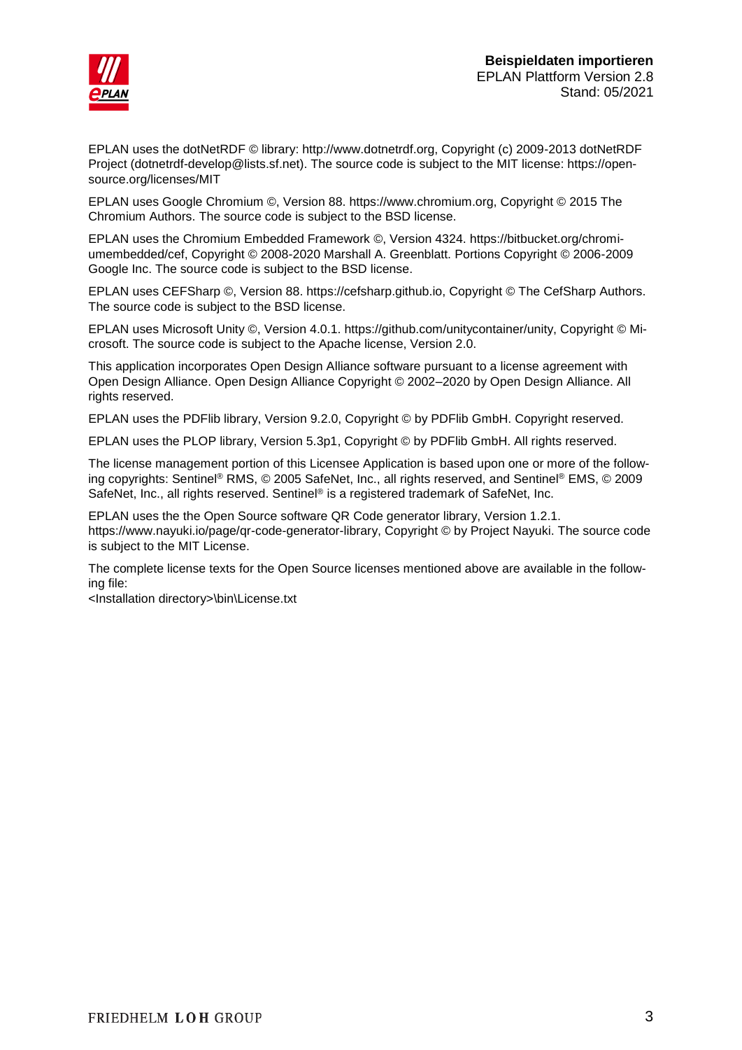EPLAN uses the dotNetRDF © library: http://www.dotnetrdf.org, Copyright (c) 2009-2013 dotNetRDF Project (dotnetrdf-develop@lists.sf.net). The source code is subject to the MIT license: https://opensource.org/licenses/MIT

EPLAN uses Google Chromium ©, Version 88. https://www.chromium.org, Copyright © 2015 The Chromium Authors. The source code is subject to the BSD license.

EPLAN uses the Chromium Embedded Framework ©, Version 4324. https://bitbucket.org/chromiumembedded/cef, Copyright © 2008-2020 Marshall A. Greenblatt. Portions Copyright © 2006-2009 Google Inc. The source code is subject to the BSD license.

EPLAN uses CEFSharp ©, Version 88. https://cefsharp.github.io, Copyright © The CefSharp Authors. The source code is subject to the BSD license.

EPLAN uses Microsoft Unity ©, Version 4.0.1. https://github.com/unitycontainer/unity, Copyright © Microsoft. The source code is subject to the Apache license, Version 2.0.

This application incorporates Open Design Alliance software pursuant to a license agreement with Open Design Alliance. Open Design Alliance Copyright © 2002–2020 by Open Design Alliance. All rights reserved.

EPLAN uses the PDFlib library, Version 9.2.0, Copyright © by PDFlib GmbH. Copyright reserved.

EPLAN uses the PLOP library, Version 5.3p1, Copyright © by PDFlib GmbH. All rights reserved.

The license management portion of this Licensee Application is based upon one or more of the following copyrights: Sentinel® RMS, © 2005 SafeNet, Inc., all rights reserved, and Sentinel® EMS, © 2009 SafeNet, Inc., all rights reserved. Sentinel® is a registered trademark of SafeNet, Inc.

EPLAN uses the the Open Source software QR Code generator library, Version 1.2.1. https://www.nayuki.io/page/qr-code-generator-library, Copyright © by Project Nayuki. The source code is subject to the MIT License.

The complete license texts for the Open Source licenses mentioned above are available in the following file:
<Installation directory>\bin\License.txt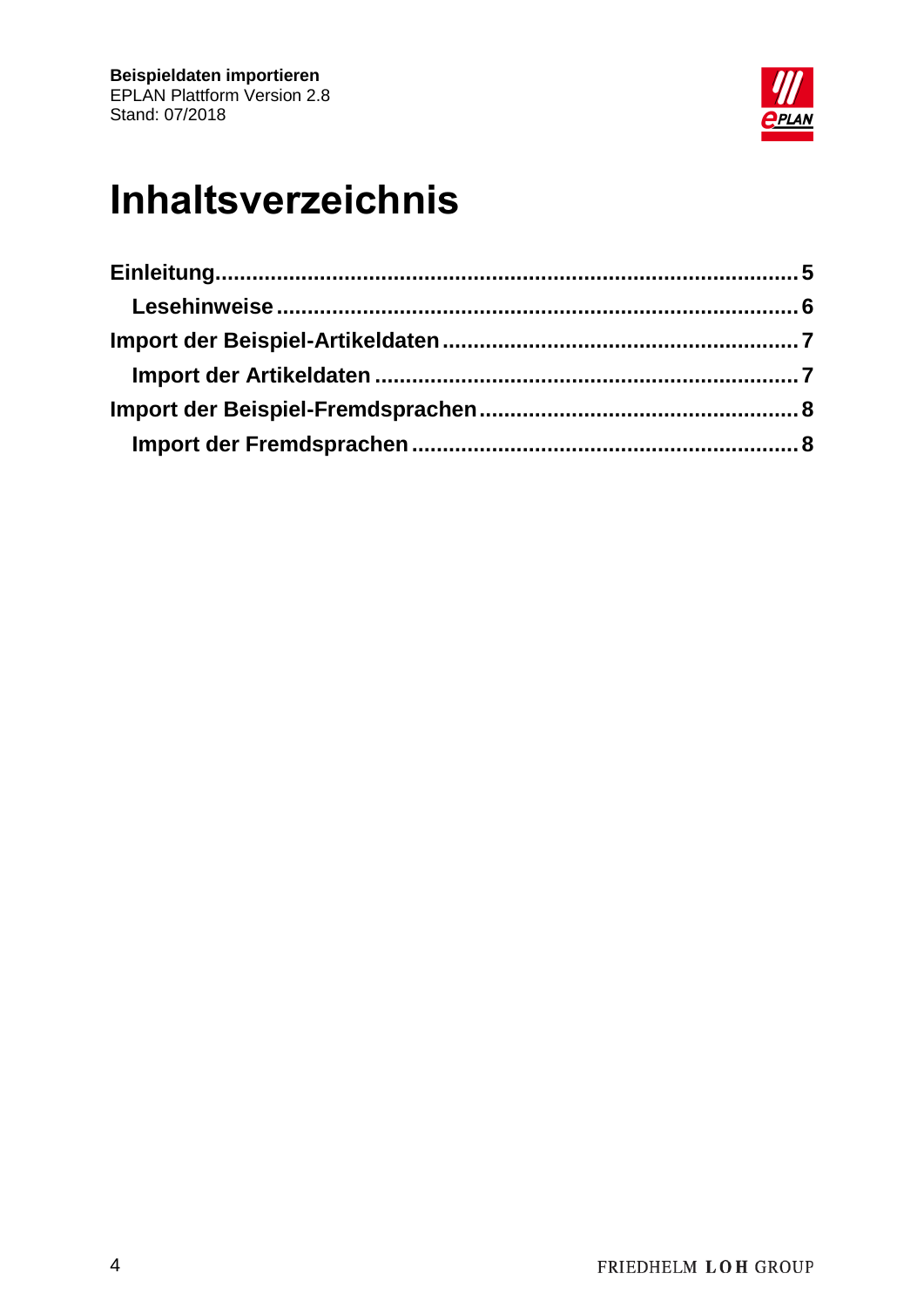# Inhaltsverzeichnis

**Einleitung** ... 5

- **Lesehinweise** ... 6

**Import der Beispiel-Artikeldaten** ... 7

- **Import der Artikeldaten** ... 7

**Import der Beispiel-Fremdsprachen** ... 8

- **Import der Fremdsprachen** ... 8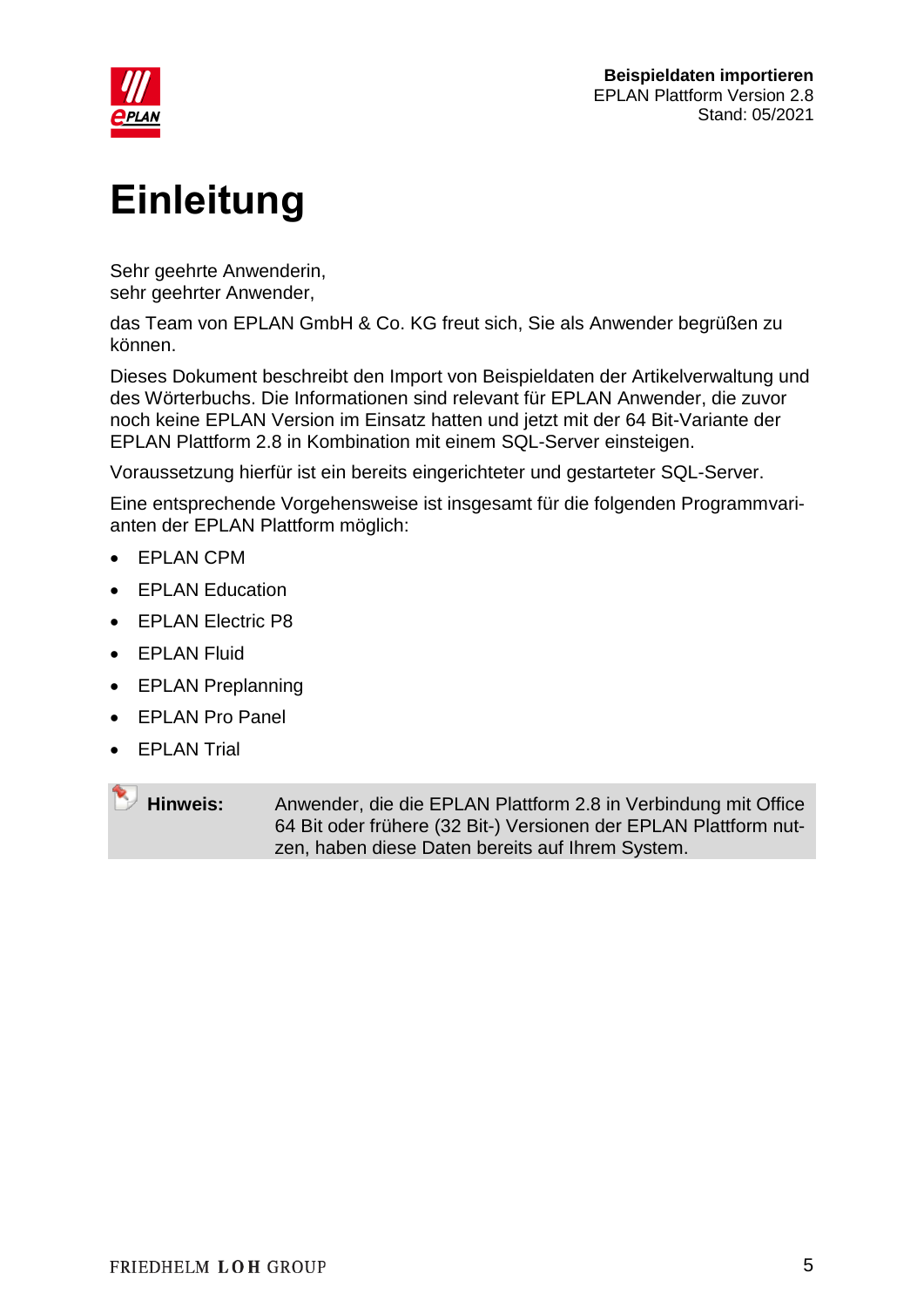# Einleitung

Sehr geehrte Anwenderin,
sehr geehrter Anwender,

das Team von EPLAN GmbH & Co. KG freut sich, Sie als Anwender begrüßen zu können.

Dieses Dokument beschreibt den Import von Beispieldaten der Artikelverwaltung und des Wörterbuchs. Die Informationen sind relevant für EPLAN Anwender, die zuvor noch keine EPLAN Version im Einsatz hatten und jetzt mit der 64 Bit-Variante der EPLAN Plattform 2.8 in Kombination mit einem SQL-Server einsteigen.

Voraussetzung hierfür ist ein bereits eingerichteter und gestarteter SQL-Server.

Eine entsprechende Vorgehensweise ist insgesamt für die folgenden Programmvarianten der EPLAN Plattform möglich:

- EPLAN CPM
- EPLAN Education
- EPLAN Electric P8
- EPLAN Fluid
- EPLAN Preplanning
- EPLAN Pro Panel
- EPLAN Trial

**Hinweis:** Anwender, die die EPLAN Plattform 2.8 in Verbindung mit Office 64 Bit oder frühere (32 Bit-) Versionen der EPLAN Plattform nutzen, haben diese Daten bereits auf Ihrem System.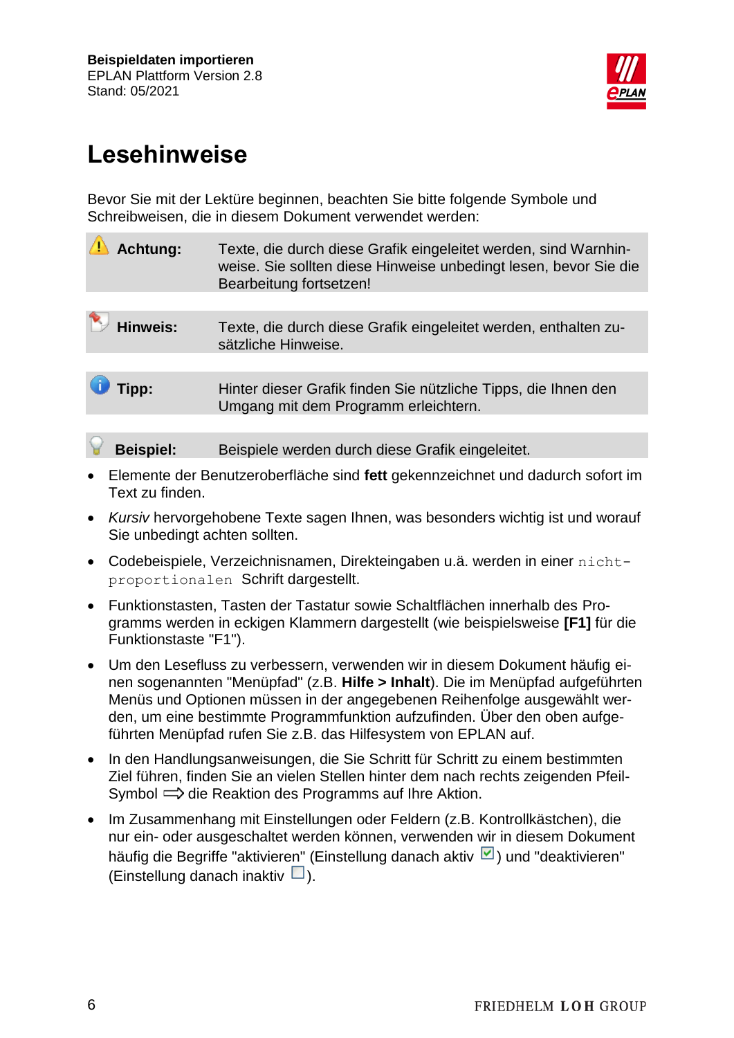# Lesehinweise

Bevor Sie mit der Lektüre beginnen, beachten Sie bitte folgende Symbole und Schreibweisen, die in diesem Dokument verwendet werden:

| | |
|---|---|
| **Achtung:** | Texte, die durch diese Grafik eingeleitet werden, sind Warnhinweise. Sie sollten diese Hinweise unbedingt lesen, bevor Sie die Bearbeitung fortsetzen! |
| **Hinweis:** | Texte, die durch diese Grafik eingeleitet werden, enthalten zusätzliche Hinweise. |
| **Tipp:** | Hinter dieser Grafik finden Sie nützliche Tipps, die Ihnen den Umgang mit dem Programm erleichtern. |
| **Beispiel:** | Beispiele werden durch diese Grafik eingeleitet. |

- Elemente der Benutzeroberfläche sind **fett** gekennzeichnet und dadurch sofort im Text zu finden.
- *Kursiv* hervorgehobene Texte sagen Ihnen, was besonders wichtig ist und worauf Sie unbedingt achten sollten.
- Codebeispiele, Verzeichnisnamen, Direkteingaben u.ä. werden in einer `nicht-proportionalen` Schrift dargestellt.
- Funktionstasten, Tasten der Tastatur sowie Schaltflächen innerhalb des Programms werden in eckigen Klammern dargestellt (wie beispielsweise **[F1]** für die Funktionstaste "F1").
- Um den Lesefluss zu verbessern, verwenden wir in diesem Dokument häufig einen sogenannten "Menüpfad" (z.B. **Hilfe > Inhalt**). Die im Menüpfad aufgeführten Menüs und Optionen müssen in der angegebenen Reihenfolge ausgewählt werden, um eine bestimmte Programmfunktion aufzufinden. Über den oben aufgeführten Menüpfad rufen Sie z.B. das Hilfesystem von EPLAN auf.
- In den Handlungsanweisungen, die Sie Schritt für Schritt zu einem bestimmten Ziel führen, finden Sie an vielen Stellen hinter dem nach rechts zeigenden Pfeil-Symbol ⇨ die Reaktion des Programms auf Ihre Aktion.
- Im Zusammenhang mit Einstellungen oder Feldern (z.B. Kontrollkästchen), die nur ein- oder ausgeschaltet werden können, verwenden wir in diesem Dokument häufig die Begriffe "aktivieren" (Einstellung danach aktiv ☑) und "deaktivieren" (Einstellung danach inaktiv ☐).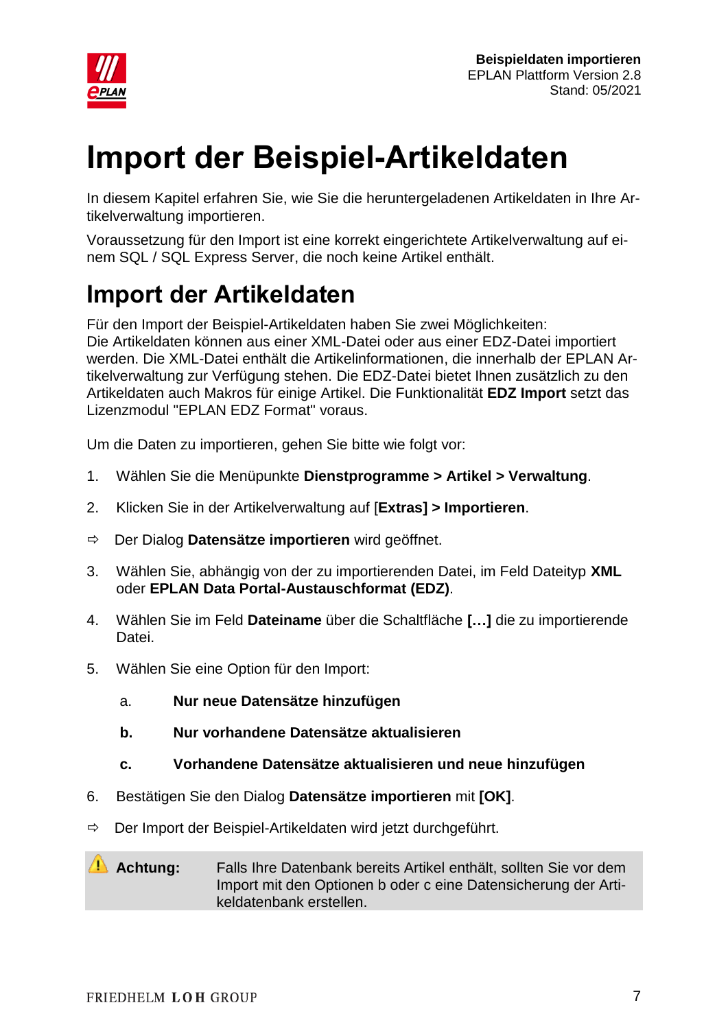# Import der Beispiel-Artikeldaten

In diesem Kapitel erfahren Sie, wie Sie die heruntergeladenen Artikeldaten in Ihre Artikelverwaltung importieren.

Voraussetzung für den Import ist eine korrekt eingerichtete Artikelverwaltung auf einem SQL / SQL Express Server, die noch keine Artikel enthält.

## Import der Artikeldaten

Für den Import der Beispiel-Artikeldaten haben Sie zwei Möglichkeiten:
Die Artikeldaten können aus einer XML-Datei oder aus einer EDZ-Datei importiert werden. Die XML-Datei enthält die Artikelinformationen, die innerhalb der EPLAN Artikelverwaltung zur Verfügung stehen. Die EDZ-Datei bietet Ihnen zusätzlich zu den Artikeldaten auch Makros für einige Artikel. Die Funktionalität **EDZ Import** setzt das Lizenzmodul "EPLAN EDZ Format" voraus.

Um die Daten zu importieren, gehen Sie bitte wie folgt vor:

1. Wählen Sie die Menüpunkte **Dienstprogramme > Artikel > Verwaltung**.
2. Klicken Sie in der Artikelverwaltung auf [**Extras] > Importieren**.

⇨ Der Dialog **Datensätze importieren** wird geöffnet.

3. Wählen Sie, abhängig von der zu importierenden Datei, im Feld Dateityp **XML** oder **EPLAN Data Portal-Austauschformat (EDZ)**.
4. Wählen Sie im Feld **Dateiname** über die Schaltfläche **[…]** die zu importierende Datei.
5. Wählen Sie eine Option für den Import:
   a. **Nur neue Datensätze hinzufügen**
   **b. Nur vorhandene Datensätze aktualisieren**
   **c. Vorhandene Datensätze aktualisieren und neue hinzufügen**
6. Bestätigen Sie den Dialog **Datensätze importieren** mit **[OK]**.

⇨ Der Import der Beispiel-Artikeldaten wird jetzt durchgeführt.

⚠ **Achtung:** Falls Ihre Datenbank bereits Artikel enthält, sollten Sie vor dem Import mit den Optionen b oder c eine Datensicherung der Artikeldatenbank erstellen.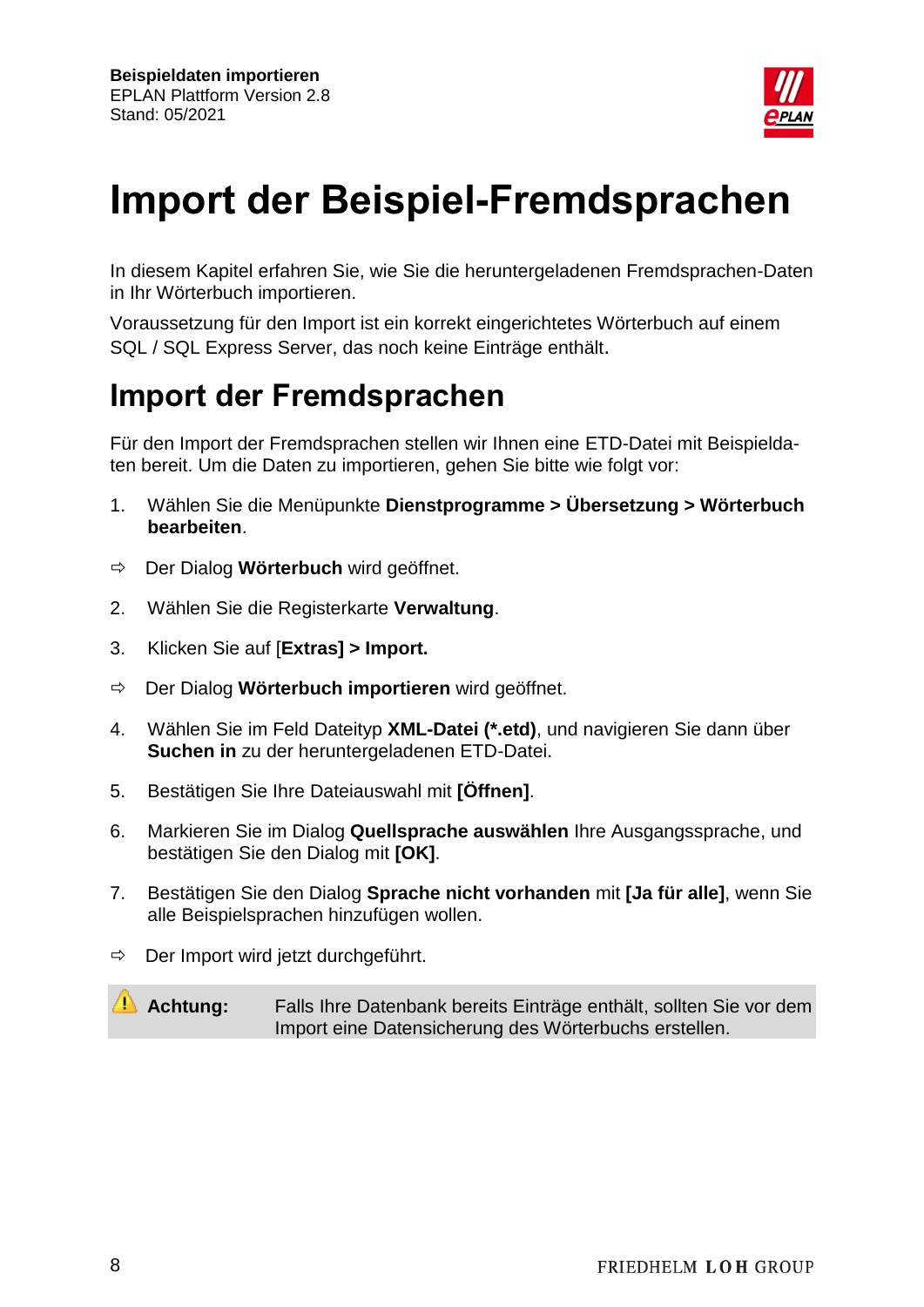# Import der Beispiel-Fremdsprachen

In diesem Kapitel erfahren Sie, wie Sie die heruntergeladenen Fremdsprachen-Daten in Ihr Wörterbuch importieren.

Voraussetzung für den Import ist ein korrekt eingerichtetes Wörterbuch auf einem SQL / SQL Express Server, das noch keine Einträge enthält.

## Import der Fremdsprachen

Für den Import der Fremdsprachen stellen wir Ihnen eine ETD-Datei mit Beispieldaten bereit. Um die Daten zu importieren, gehen Sie bitte wie folgt vor:

1. Wählen Sie die Menüpunkte **Dienstprogramme > Übersetzung > Wörterbuch bearbeiten**.

⇨ Der Dialog **Wörterbuch** wird geöffnet.

2. Wählen Sie die Registerkarte **Verwaltung**.
3. Klicken Sie auf [**Extras] > Import.**

⇨ Der Dialog **Wörterbuch importieren** wird geöffnet.

4. Wählen Sie im Feld Dateityp **XML-Datei (*.etd)**, und navigieren Sie dann über **Suchen in** zu der heruntergeladenen ETD-Datei.
5. Bestätigen Sie Ihre Dateiauswahl mit **[Öffnen]**.
6. Markieren Sie im Dialog **Quellsprache auswählen** Ihre Ausgangssprache, und bestätigen Sie den Dialog mit **[OK]**.
7. Bestätigen Sie den Dialog **Sprache nicht vorhanden** mit **[Ja für alle]**, wenn Sie alle Beispielsprachen hinzufügen wollen.

⇨ Der Import wird jetzt durchgeführt.

⚠ **Achtung:** Falls Ihre Datenbank bereits Einträge enthält, sollten Sie vor dem Import eine Datensicherung des Wörterbuchs erstellen.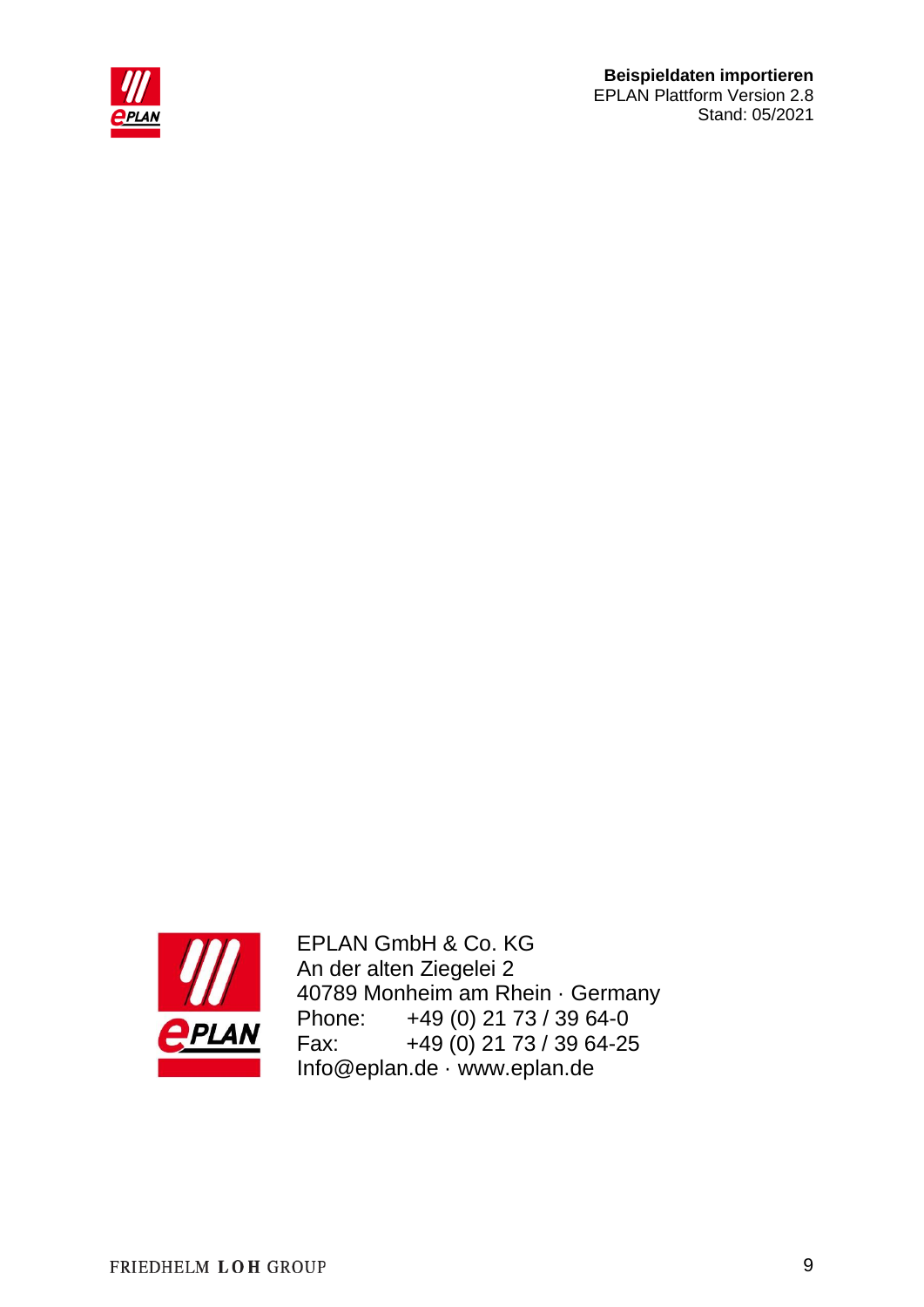EPLAN GmbH & Co. KG
An der alten Ziegelei 2
40789 Monheim am Rhein · Germany
Phone: +49 (0) 21 73 / 39 64-0
Fax: +49 (0) 21 73 / 39 64-25
Info@eplan.de · www.eplan.de